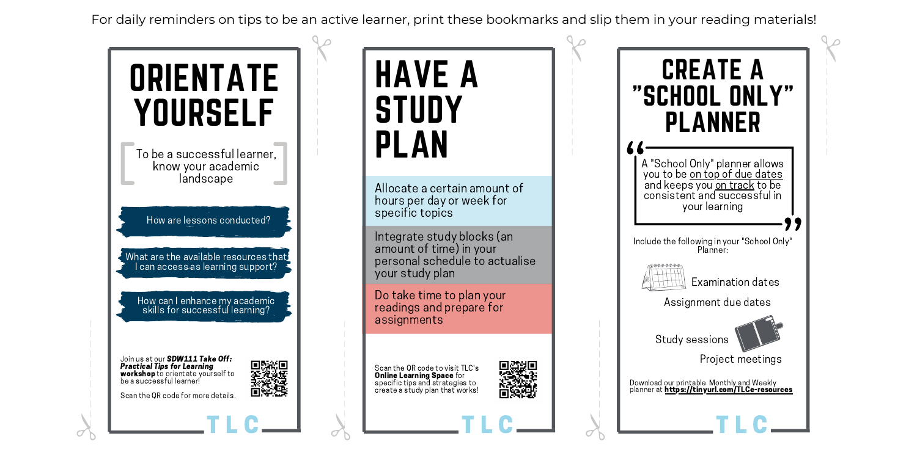For daily reminders on tips to be an active learner, print these bookmarks and slip them in your reading materials!

# ORIENTATE YOURSELF

To be a successful learner, know your academic landscape

- How are lessons conducted?
- What are the available resources that I can access as learning support?
- How can I enhance my academic skills for successful learning?

Join us at our ***SDW111 Take Off: Practical Tips for Learning* workshop** to orientate yourself to be a successful learner!

Scan the QR code for more details.

TLC

# HAVE A STUDY PLAN

Allocate a certain amount of hours per day or week for specific topics

Integrate study blocks (an amount of time) in your personal schedule to actualise your study plan

Do take time to plan your readings and prepare for assignments

Scan the QR code to visit TLC's **Online Learning Space** for specific tips and strategies to create a study plan that works!

TLC

# CREATE A "SCHOOL ONLY" PLANNER

"A "School Only" planner allows you to be on top of due dates and keeps you on track to be consistent and successful in your learning"

Include the following in your "School Only" Planner:

- Examination dates
- Assignment due dates
- Study sessions
- Project meetings

Download our printable Monthly and Weekly planner at **https://tinyurl.com/TLCe-resources**

TLC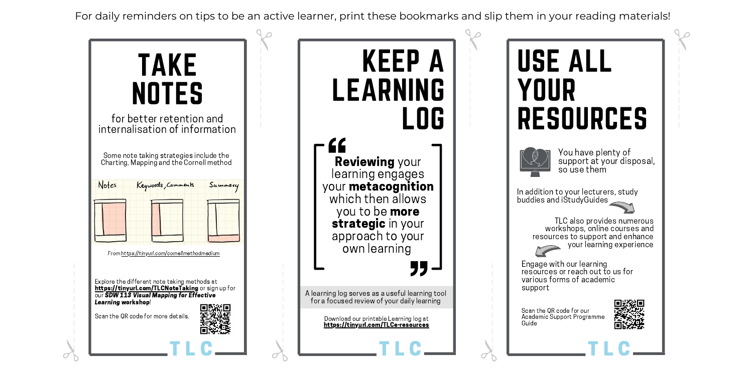For daily reminders on tips to be an active learner, print these bookmarks and slip them in your reading materials!

# TAKE NOTES

for better retention and internalisation of information

Some note taking strategies include the Charting, Mapping and the Cornell method

Notes Keywords, Comments Summary

*From https://tinyurl.com/cornellmethodmedium*

Explore the different note taking methods at **https://tinyurl.com/TLCNoteTaking** or sign up for our ***SDW 113 Visual Mapping for Effective Learning*** **workshop**!

Scan the QR code for more details.

TLC

# KEEP A LEARNING LOG

"**Reviewing** your learning engages your **metacognition** which then allows you to be **more strategic** in your approach to your own learning"

A learning log serves as a useful learning tool for a focused review of your daily learning

Download our printable Learning log at **https://tinyurl.com/TLCe-resources**

TLC

# USE ALL YOUR RESOURCES

You have plenty of support at your disposal, so use them

In addition to your lecturers, study buddies and iStudyGuides

TLC also provides numerous workshops, online courses and resources to support and enhance your learning experience

Engage with our learning resources or reach out to us for various forms of academic support

Scan the QR code for our Academic Support Programme Guide

TLC